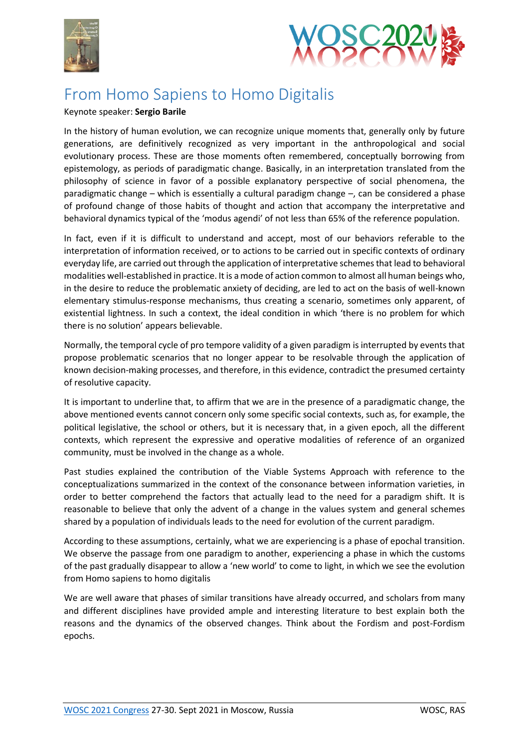# From Homo Sapiens to Homo Digitalis

Keynote speaker: **Sergio Barile**

In the history of human evolution, we can recognize unique moments that, generally only by future generations, are definitively recognized as very important in the anthropological and social evolutionary process. These are those moments often remembered, conceptually borrowing from epistemology, as periods of paradigmatic change. Basically, in an interpretation translated from the philosophy of science in favor of a possible explanatory perspective of social phenomena, the paradigmatic change – which is essentially a cultural paradigm change –, can be considered a phase of profound change of those habits of thought and action that accompany the interpretative and behavioral dynamics typical of the 'modus agendi' of not less than 65% of the reference population.

In fact, even if it is difficult to understand and accept, most of our behaviors referable to the interpretation of information received, or to actions to be carried out in specific contexts of ordinary everyday life, are carried out through the application of interpretative schemes that lead to behavioral modalities well-established in practice. It is a mode of action common to almost all human beings who, in the desire to reduce the problematic anxiety of deciding, are led to act on the basis of well-known elementary stimulus-response mechanisms, thus creating a scenario, sometimes only apparent, of existential lightness. In such a context, the ideal condition in which 'there is no problem for which there is no solution' appears believable.

Normally, the temporal cycle of pro tempore validity of a given paradigm is interrupted by events that propose problematic scenarios that no longer appear to be resolvable through the application of known decision-making processes, and therefore, in this evidence, contradict the presumed certainty of resolutive capacity.

It is important to underline that, to affirm that we are in the presence of a paradigmatic change, the above mentioned events cannot concern only some specific social contexts, such as, for example, the political legislative, the school or others, but it is necessary that, in a given epoch, all the different contexts, which represent the expressive and operative modalities of reference of an organized community, must be involved in the change as a whole.

Past studies explained the contribution of the Viable Systems Approach with reference to the conceptualizations summarized in the context of the consonance between information varieties, in order to better comprehend the factors that actually lead to the need for a paradigm shift. It is reasonable to believe that only the advent of a change in the values system and general schemes shared by a population of individuals leads to the need for evolution of the current paradigm.

According to these assumptions, certainly, what we are experiencing is a phase of epochal transition. We observe the passage from one paradigm to another, experiencing a phase in which the customs of the past gradually disappear to allow a 'new world' to come to light, in which we see the evolution from Homo sapiens to homo digitalis

We are well aware that phases of similar transitions have already occurred, and scholars from many and different disciplines have provided ample and interesting literature to best explain both the reasons and the dynamics of the observed changes. Think about the Fordism and post-Fordism epochs.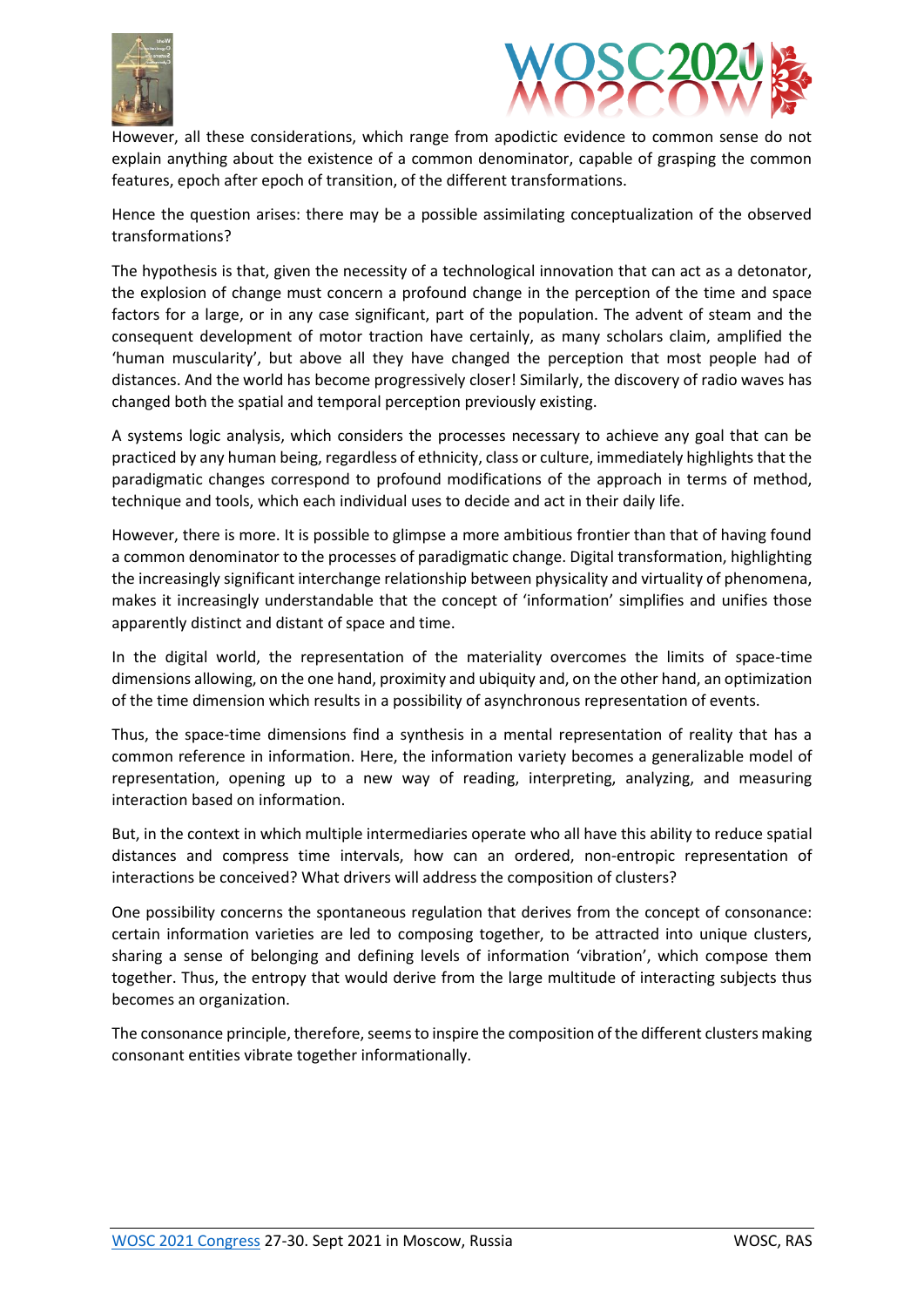However, all these considerations, which range from apodictic evidence to common sense do not explain anything about the existence of a common denominator, capable of grasping the common features, epoch after epoch of transition, of the different transformations.

Hence the question arises: there may be a possible assimilating conceptualization of the observed transformations?

The hypothesis is that, given the necessity of a technological innovation that can act as a detonator, the explosion of change must concern a profound change in the perception of the time and space factors for a large, or in any case significant, part of the population. The advent of steam and the consequent development of motor traction have certainly, as many scholars claim, amplified the 'human muscularity', but above all they have changed the perception that most people had of distances. And the world has become progressively closer! Similarly, the discovery of radio waves has changed both the spatial and temporal perception previously existing.

A systems logic analysis, which considers the processes necessary to achieve any goal that can be practiced by any human being, regardless of ethnicity, class or culture, immediately highlights that the paradigmatic changes correspond to profound modifications of the approach in terms of method, technique and tools, which each individual uses to decide and act in their daily life.

However, there is more. It is possible to glimpse a more ambitious frontier than that of having found a common denominator to the processes of paradigmatic change. Digital transformation, highlighting the increasingly significant interchange relationship between physicality and virtuality of phenomena, makes it increasingly understandable that the concept of 'information' simplifies and unifies those apparently distinct and distant of space and time.

In the digital world, the representation of the materiality overcomes the limits of space-time dimensions allowing, on the one hand, proximity and ubiquity and, on the other hand, an optimization of the time dimension which results in a possibility of asynchronous representation of events.

Thus, the space-time dimensions find a synthesis in a mental representation of reality that has a common reference in information. Here, the information variety becomes a generalizable model of representation, opening up to a new way of reading, interpreting, analyzing, and measuring interaction based on information.

But, in the context in which multiple intermediaries operate who all have this ability to reduce spatial distances and compress time intervals, how can an ordered, non-entropic representation of interactions be conceived? What drivers will address the composition of clusters?

One possibility concerns the spontaneous regulation that derives from the concept of consonance: certain information varieties are led to composing together, to be attracted into unique clusters, sharing a sense of belonging and defining levels of information 'vibration', which compose them together. Thus, the entropy that would derive from the large multitude of interacting subjects thus becomes an organization.

The consonance principle, therefore, seems to inspire the composition of the different clusters making consonant entities vibrate together informationally.